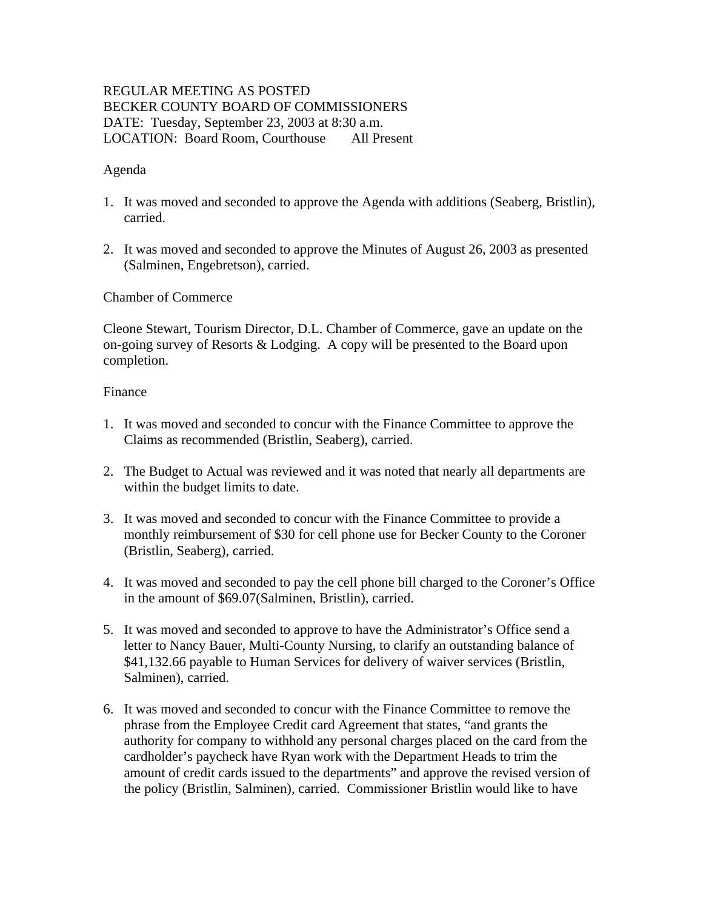REGULAR MEETING AS POSTED
BECKER COUNTY BOARD OF COMMISSIONERS
DATE: Tuesday, September 23, 2003 at 8:30 a.m.
LOCATION: Board Room, Courthouse All Present

Agenda

1. It was moved and seconded to approve the Agenda with additions (Seaberg, Bristlin), carried.

2. It was moved and seconded to approve the Minutes of August 26, 2003 as presented (Salminen, Engebretson), carried.

Chamber of Commerce

Cleone Stewart, Tourism Director, D.L. Chamber of Commerce, gave an update on the on-going survey of Resorts & Lodging. A copy will be presented to the Board upon completion.

Finance

1. It was moved and seconded to concur with the Finance Committee to approve the Claims as recommended (Bristlin, Seaberg), carried.

2. The Budget to Actual was reviewed and it was noted that nearly all departments are within the budget limits to date.

3. It was moved and seconded to concur with the Finance Committee to provide a monthly reimbursement of $30 for cell phone use for Becker County to the Coroner (Bristlin, Seaberg), carried.

4. It was moved and seconded to pay the cell phone bill charged to the Coroner's Office in the amount of $69.07(Salminen, Bristlin), carried.

5. It was moved and seconded to approve to have the Administrator's Office send a letter to Nancy Bauer, Multi-County Nursing, to clarify an outstanding balance of $41,132.66 payable to Human Services for delivery of waiver services (Bristlin, Salminen), carried.

6. It was moved and seconded to concur with the Finance Committee to remove the phrase from the Employee Credit card Agreement that states, "and grants the authority for company to withhold any personal charges placed on the card from the cardholder's paycheck have Ryan work with the Department Heads to trim the amount of credit cards issued to the departments" and approve the revised version of the policy (Bristlin, Salminen), carried. Commissioner Bristlin would like to have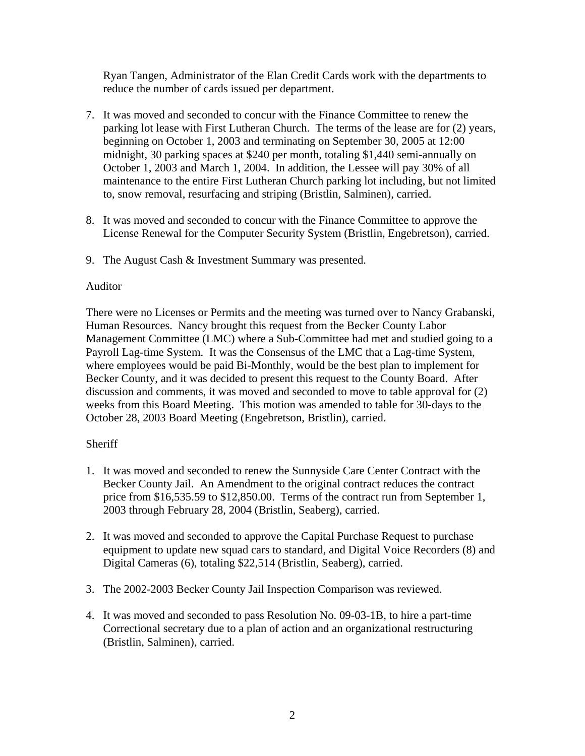Ryan Tangen, Administrator of the Elan Credit Cards work with the departments to reduce the number of cards issued per department.

7. It was moved and seconded to concur with the Finance Committee to renew the parking lot lease with First Lutheran Church. The terms of the lease are for (2) years, beginning on October 1, 2003 and terminating on September 30, 2005 at 12:00 midnight, 30 parking spaces at $240 per month, totaling $1,440 semi-annually on October 1, 2003 and March 1, 2004. In addition, the Lessee will pay 30% of all maintenance to the entire First Lutheran Church parking lot including, but not limited to, snow removal, resurfacing and striping (Bristlin, Salminen), carried.

8. It was moved and seconded to concur with the Finance Committee to approve the License Renewal for the Computer Security System (Bristlin, Engebretson), carried.

9. The August Cash & Investment Summary was presented.

Auditor

There were no Licenses or Permits and the meeting was turned over to Nancy Grabanski, Human Resources. Nancy brought this request from the Becker County Labor Management Committee (LMC) where a Sub-Committee had met and studied going to a Payroll Lag-time System. It was the Consensus of the LMC that a Lag-time System, where employees would be paid Bi-Monthly, would be the best plan to implement for Becker County, and it was decided to present this request to the County Board. After discussion and comments, it was moved and seconded to move to table approval for (2) weeks from this Board Meeting. This motion was amended to table for 30-days to the October 28, 2003 Board Meeting (Engebretson, Bristlin), carried.

Sheriff

1. It was moved and seconded to renew the Sunnyside Care Center Contract with the Becker County Jail. An Amendment to the original contract reduces the contract price from $16,535.59 to $12,850.00. Terms of the contract run from September 1, 2003 through February 28, 2004 (Bristlin, Seaberg), carried.

2. It was moved and seconded to approve the Capital Purchase Request to purchase equipment to update new squad cars to standard, and Digital Voice Recorders (8) and Digital Cameras (6), totaling $22,514 (Bristlin, Seaberg), carried.

3. The 2002-2003 Becker County Jail Inspection Comparison was reviewed.

4. It was moved and seconded to pass Resolution No. 09-03-1B, to hire a part-time Correctional secretary due to a plan of action and an organizational restructuring (Bristlin, Salminen), carried.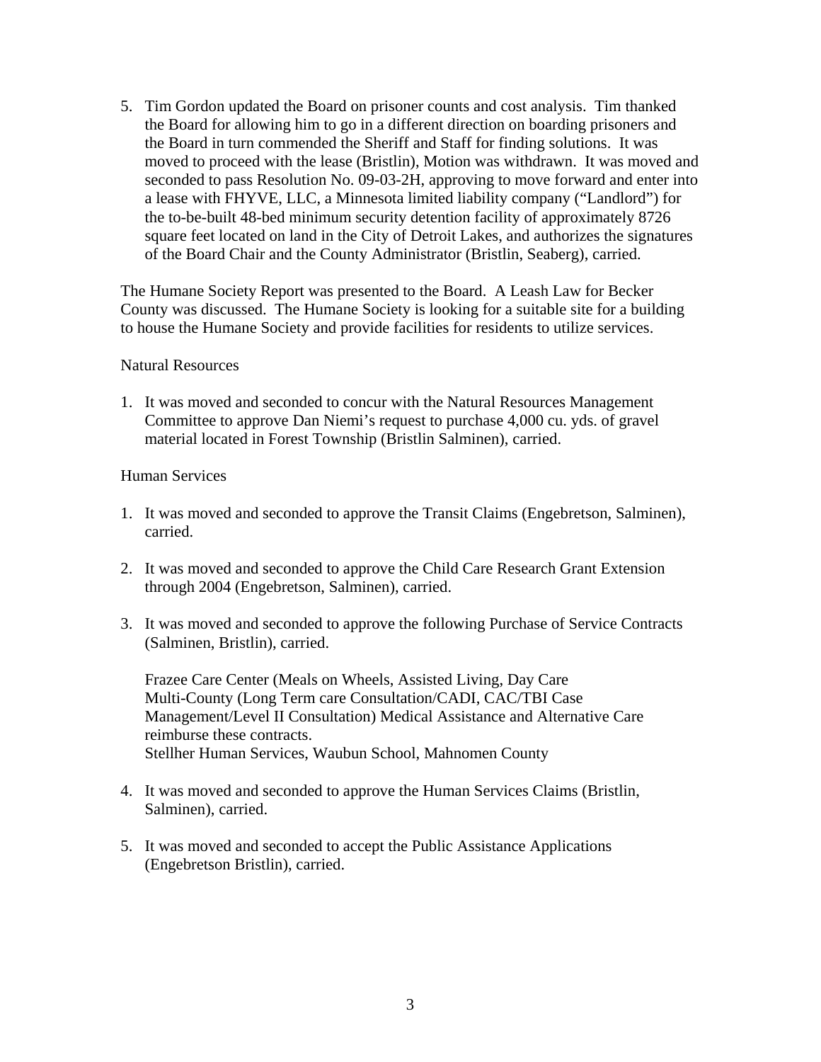5. Tim Gordon updated the Board on prisoner counts and cost analysis. Tim thanked the Board for allowing him to go in a different direction on boarding prisoners and the Board in turn commended the Sheriff and Staff for finding solutions. It was moved to proceed with the lease (Bristlin), Motion was withdrawn. It was moved and seconded to pass Resolution No. 09-03-2H, approving to move forward and enter into a lease with FHYVE, LLC, a Minnesota limited liability company ("Landlord") for the to-be-built 48-bed minimum security detention facility of approximately 8726 square feet located on land in the City of Detroit Lakes, and authorizes the signatures of the Board Chair and the County Administrator (Bristlin, Seaberg), carried.

The Humane Society Report was presented to the Board. A Leash Law for Becker County was discussed. The Humane Society is looking for a suitable site for a building to house the Humane Society and provide facilities for residents to utilize services.

Natural Resources

1. It was moved and seconded to concur with the Natural Resources Management Committee to approve Dan Niemi's request to purchase 4,000 cu. yds. of gravel material located in Forest Township (Bristlin Salminen), carried.

Human Services

1. It was moved and seconded to approve the Transit Claims (Engebretson, Salminen), carried.

2. It was moved and seconded to approve the Child Care Research Grant Extension through 2004 (Engebretson, Salminen), carried.

3. It was moved and seconded to approve the following Purchase of Service Contracts (Salminen, Bristlin), carried.

   Frazee Care Center (Meals on Wheels, Assisted Living, Day Care
   Multi-County (Long Term care Consultation/CADI, CAC/TBI Case Management/Level II Consultation) Medical Assistance and Alternative Care reimburse these contracts.
   Stellher Human Services, Waubun School, Mahnomen County

4. It was moved and seconded to approve the Human Services Claims (Bristlin, Salminen), carried.

5. It was moved and seconded to accept the Public Assistance Applications (Engebretson Bristlin), carried.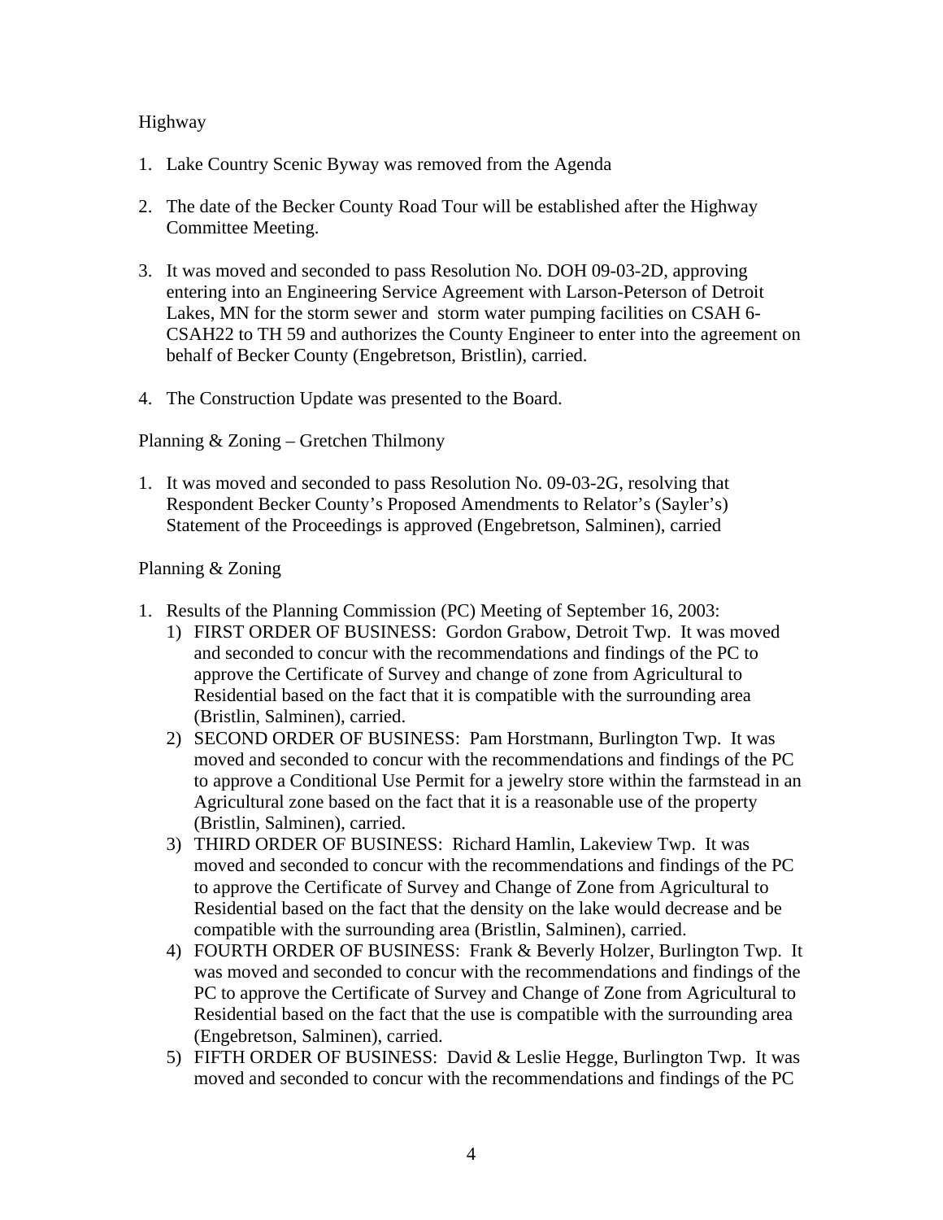Highway

1. Lake Country Scenic Byway was removed from the Agenda

2. The date of the Becker County Road Tour will be established after the Highway Committee Meeting.

3. It was moved and seconded to pass Resolution No. DOH 09-03-2D, approving entering into an Engineering Service Agreement with Larson-Peterson of Detroit Lakes, MN for the storm sewer and storm water pumping facilities on CSAH 6-CSAH22 to TH 59 and authorizes the County Engineer to enter into the agreement on behalf of Becker County (Engebretson, Bristlin), carried.

4. The Construction Update was presented to the Board.

Planning & Zoning – Gretchen Thilmony

1. It was moved and seconded to pass Resolution No. 09-03-2G, resolving that Respondent Becker County's Proposed Amendments to Relator's (Sayler's) Statement of the Proceedings is approved (Engebretson, Salminen), carried

Planning & Zoning

1. Results of the Planning Commission (PC) Meeting of September 16, 2003:
   1) FIRST ORDER OF BUSINESS: Gordon Grabow, Detroit Twp. It was moved and seconded to concur with the recommendations and findings of the PC to approve the Certificate of Survey and change of zone from Agricultural to Residential based on the fact that it is compatible with the surrounding area (Bristlin, Salminen), carried.
   2) SECOND ORDER OF BUSINESS: Pam Horstmann, Burlington Twp. It was moved and seconded to concur with the recommendations and findings of the PC to approve a Conditional Use Permit for a jewelry store within the farmstead in an Agricultural zone based on the fact that it is a reasonable use of the property (Bristlin, Salminen), carried.
   3) THIRD ORDER OF BUSINESS: Richard Hamlin, Lakeview Twp. It was moved and seconded to concur with the recommendations and findings of the PC to approve the Certificate of Survey and Change of Zone from Agricultural to Residential based on the fact that the density on the lake would decrease and be compatible with the surrounding area (Bristlin, Salminen), carried.
   4) FOURTH ORDER OF BUSINESS: Frank & Beverly Holzer, Burlington Twp. It was moved and seconded to concur with the recommendations and findings of the PC to approve the Certificate of Survey and Change of Zone from Agricultural to Residential based on the fact that the use is compatible with the surrounding area (Engebretson, Salminen), carried.
   5) FIFTH ORDER OF BUSINESS: David & Leslie Hegge, Burlington Twp. It was moved and seconded to concur with the recommendations and findings of the PC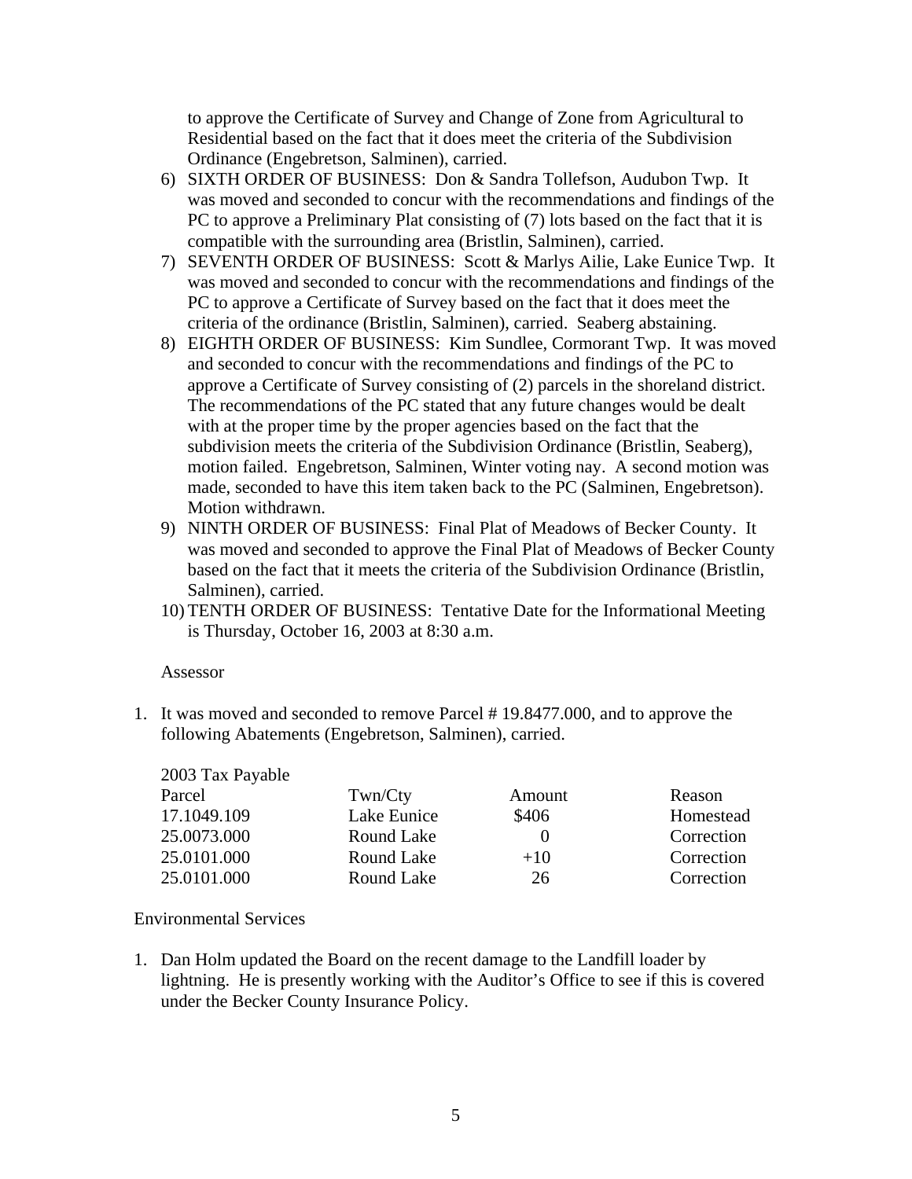to approve the Certificate of Survey and Change of Zone from Agricultural to Residential based on the fact that it does meet the criteria of the Subdivision Ordinance (Engebretson, Salminen), carried.

6) SIXTH ORDER OF BUSINESS: Don & Sandra Tollefson, Audubon Twp. It was moved and seconded to concur with the recommendations and findings of the PC to approve a Preliminary Plat consisting of (7) lots based on the fact that it is compatible with the surrounding area (Bristlin, Salminen), carried.
7) SEVENTH ORDER OF BUSINESS: Scott & Marlys Ailie, Lake Eunice Twp. It was moved and seconded to concur with the recommendations and findings of the PC to approve a Certificate of Survey based on the fact that it does meet the criteria of the ordinance (Bristlin, Salminen), carried. Seaberg abstaining.
8) EIGHTH ORDER OF BUSINESS: Kim Sundlee, Cormorant Twp. It was moved and seconded to concur with the recommendations and findings of the PC to approve a Certificate of Survey consisting of (2) parcels in the shoreland district. The recommendations of the PC stated that any future changes would be dealt with at the proper time by the proper agencies based on the fact that the subdivision meets the criteria of the Subdivision Ordinance (Bristlin, Seaberg), motion failed. Engebretson, Salminen, Winter voting nay. A second motion was made, seconded to have this item taken back to the PC (Salminen, Engebretson). Motion withdrawn.
9) NINTH ORDER OF BUSINESS: Final Plat of Meadows of Becker County. It was moved and seconded to approve the Final Plat of Meadows of Becker County based on the fact that it meets the criteria of the Subdivision Ordinance (Bristlin, Salminen), carried.
10) TENTH ORDER OF BUSINESS: Tentative Date for the Informational Meeting is Thursday, October 16, 2003 at 8:30 a.m.

Assessor

1. It was moved and seconded to remove Parcel # 19.8477.000, and to approve the following Abatements (Engebretson, Salminen), carried.

2003 Tax Payable

| Parcel | Twn/Cty | Amount | Reason |
|---|---|---|---|
| 17.1049.109 | Lake Eunice | $406 | Homestead |
| 25.0073.000 | Round Lake | 0 | Correction |
| 25.0101.000 | Round Lake | +10 | Correction |
| 25.0101.000 | Round Lake | 26 | Correction |

Environmental Services

1. Dan Holm updated the Board on the recent damage to the Landfill loader by lightning. He is presently working with the Auditor's Office to see if this is covered under the Becker County Insurance Policy.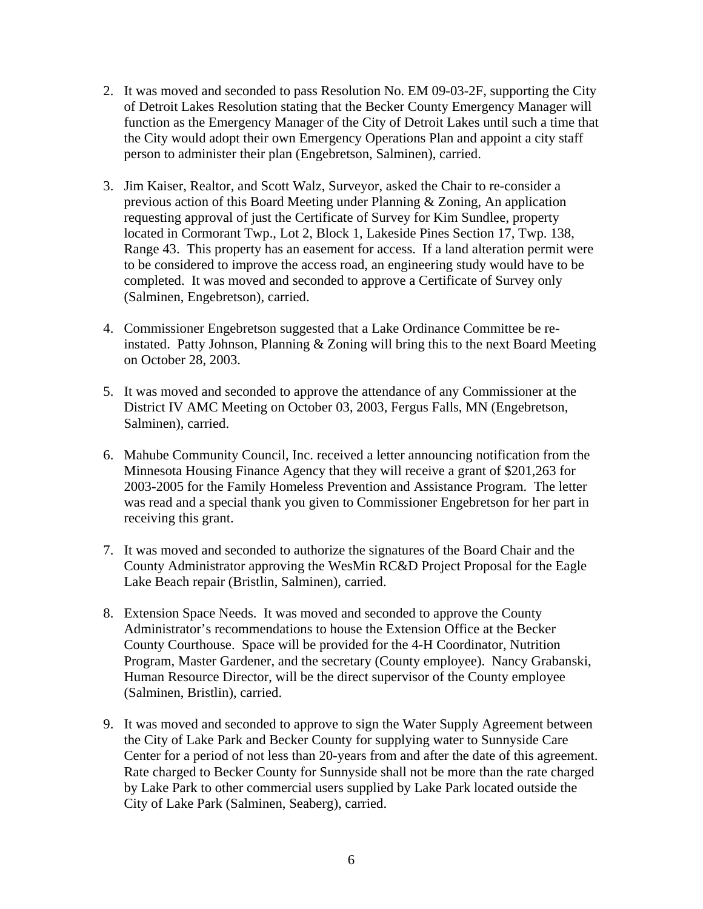2. It was moved and seconded to pass Resolution No. EM 09-03-2F, supporting the City of Detroit Lakes Resolution stating that the Becker County Emergency Manager will function as the Emergency Manager of the City of Detroit Lakes until such a time that the City would adopt their own Emergency Operations Plan and appoint a city staff person to administer their plan (Engebretson, Salminen), carried.

3. Jim Kaiser, Realtor, and Scott Walz, Surveyor, asked the Chair to re-consider a previous action of this Board Meeting under Planning & Zoning, An application requesting approval of just the Certificate of Survey for Kim Sundlee, property located in Cormorant Twp., Lot 2, Block 1, Lakeside Pines Section 17, Twp. 138, Range 43. This property has an easement for access. If a land alteration permit were to be considered to improve the access road, an engineering study would have to be completed. It was moved and seconded to approve a Certificate of Survey only (Salminen, Engebretson), carried.

4. Commissioner Engebretson suggested that a Lake Ordinance Committee be re-instated. Patty Johnson, Planning & Zoning will bring this to the next Board Meeting on October 28, 2003.

5. It was moved and seconded to approve the attendance of any Commissioner at the District IV AMC Meeting on October 03, 2003, Fergus Falls, MN (Engebretson, Salminen), carried.

6. Mahube Community Council, Inc. received a letter announcing notification from the Minnesota Housing Finance Agency that they will receive a grant of $201,263 for 2003-2005 for the Family Homeless Prevention and Assistance Program. The letter was read and a special thank you given to Commissioner Engebretson for her part in receiving this grant.

7. It was moved and seconded to authorize the signatures of the Board Chair and the County Administrator approving the WesMin RC&D Project Proposal for the Eagle Lake Beach repair (Bristlin, Salminen), carried.

8. Extension Space Needs. It was moved and seconded to approve the County Administrator's recommendations to house the Extension Office at the Becker County Courthouse. Space will be provided for the 4-H Coordinator, Nutrition Program, Master Gardener, and the secretary (County employee). Nancy Grabanski, Human Resource Director, will be the direct supervisor of the County employee (Salminen, Bristlin), carried.

9. It was moved and seconded to approve to sign the Water Supply Agreement between the City of Lake Park and Becker County for supplying water to Sunnyside Care Center for a period of not less than 20-years from and after the date of this agreement. Rate charged to Becker County for Sunnyside shall not be more than the rate charged by Lake Park to other commercial users supplied by Lake Park located outside the City of Lake Park (Salminen, Seaberg), carried.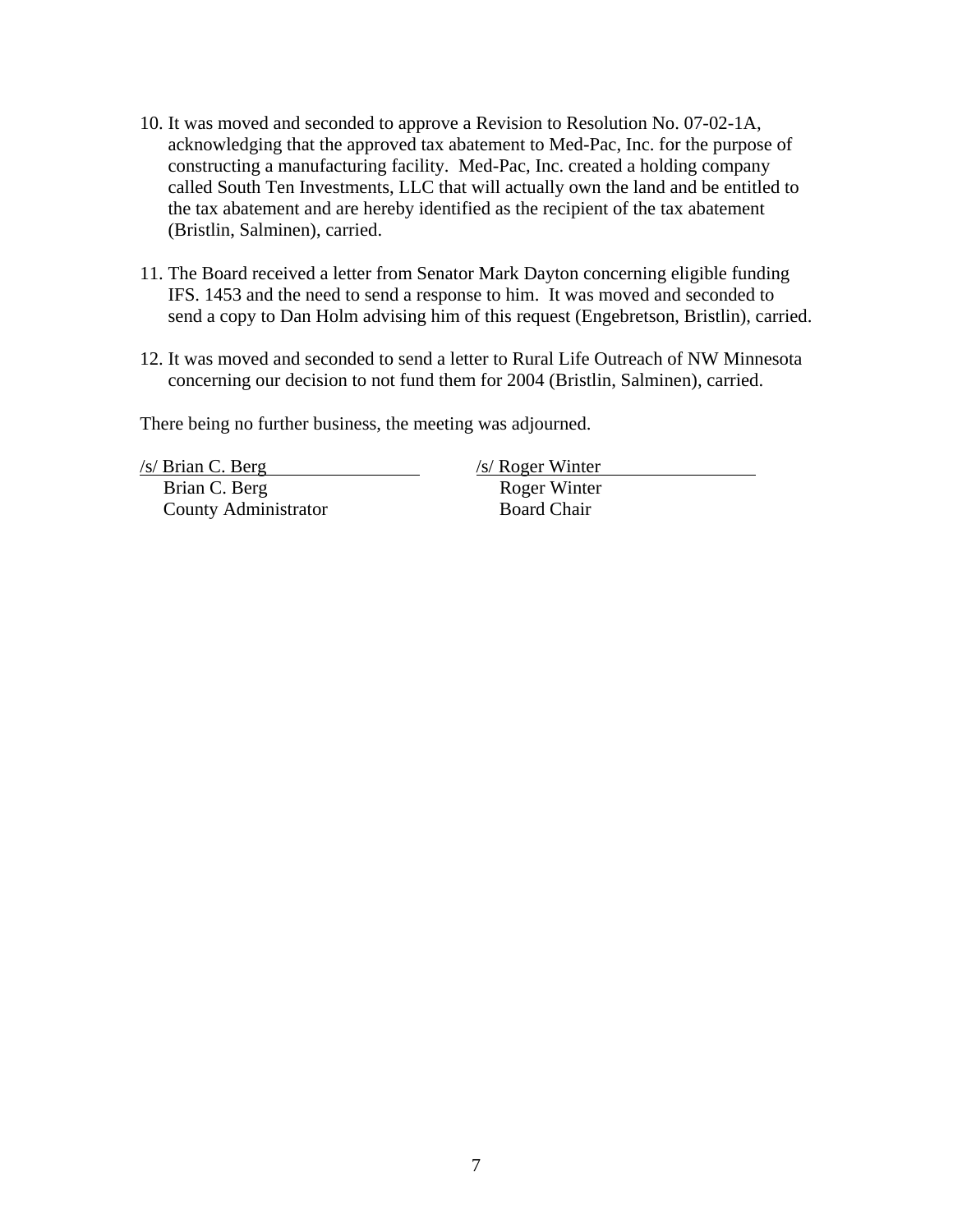10. It was moved and seconded to approve a Revision to Resolution No. 07-02-1A, acknowledging that the approved tax abatement to Med-Pac, Inc. for the purpose of constructing a manufacturing facility. Med-Pac, Inc. created a holding company called South Ten Investments, LLC that will actually own the land and be entitled to the tax abatement and are hereby identified as the recipient of the tax abatement (Bristlin, Salminen), carried.

11. The Board received a letter from Senator Mark Dayton concerning eligible funding IFS. 1453 and the need to send a response to him. It was moved and seconded to send a copy to Dan Holm advising him of this request (Engebretson, Bristlin), carried.

12. It was moved and seconded to send a letter to Rural Life Outreach of NW Minnesota concerning our decision to not fund them for 2004 (Bristlin, Salminen), carried.

There being no further business, the meeting was adjourned.

| | |
|---|---|
| /s/ Brian C. Berg | /s/ Roger Winter |
| Brian C. Berg | Roger Winter |
| County Administrator | Board Chair |